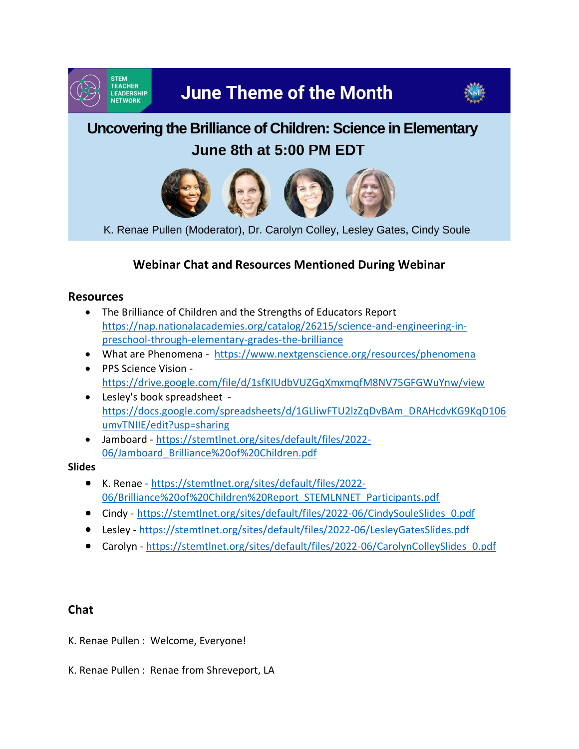STEM TEACHER LEADERSHIP NETWORK

# June Theme of the Month

## Uncovering the Brilliance of Children: Science in Elementary

## June 8th at 5:00 PM EDT

K. Renae Pullen (Moderator), Dr. Carolyn Colley, Lesley Gates, Cindy Soule

### Webinar Chat and Resources Mentioned During Webinar

## Resources

- The Brilliance of Children and the Strengths of Educators Report https://nap.nationalacademies.org/catalog/26215/science-and-engineering-in-preschool-through-elementary-grades-the-brilliance
- What are Phenomena - https://www.nextgenscience.org/resources/phenomena
- PPS Science Vision - https://drive.google.com/file/d/1sfKIUdbVUZGqXmxmqfM8NV75GFGWuYnw/view
- Lesley's book spreadsheet - https://docs.google.com/spreadsheets/d/1GLliwFTU2lzZqDvBAm_DRAHcdvKG9KqD106umvTNIIE/edit?usp=sharing
- Jamboard - https://stemtlnet.org/sites/default/files/2022-06/Jamboard_Brilliance%20of%20Children.pdf

**Slides**

- K. Renae - https://stemtlnet.org/sites/default/files/2022-06/Brilliance%20of%20Children%20Report_STEMLNNET_Participants.pdf
- Cindy - https://stemtlnet.org/sites/default/files/2022-06/CindySouleSlides_0.pdf
- Lesley - https://stemtlnet.org/sites/default/files/2022-06/LesleyGatesSlides.pdf
- Carolyn - https://stemtlnet.org/sites/default/files/2022-06/CarolynColleySlides_0.pdf

## Chat

K. Renae Pullen : Welcome, Everyone!

K. Renae Pullen : Renae from Shreveport, LA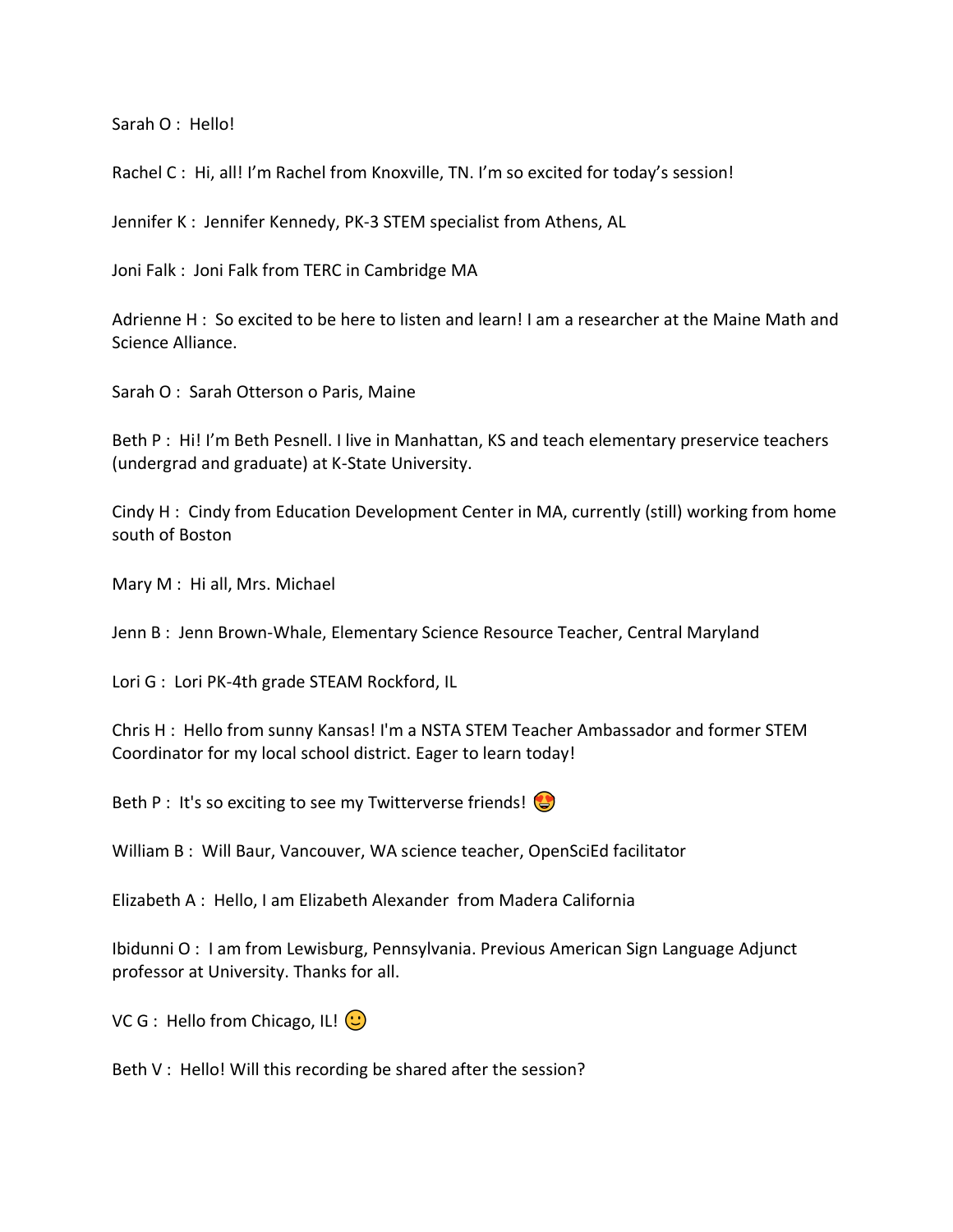Sarah O : Hello!

Rachel C : Hi, all! I'm Rachel from Knoxville, TN. I'm so excited for today's session!

Jennifer K : Jennifer Kennedy, PK-3 STEM specialist from Athens, AL

Joni Falk : Joni Falk from TERC in Cambridge MA

Adrienne H : So excited to be here to listen and learn! I am a researcher at the Maine Math and Science Alliance.

Sarah O : Sarah Otterson o Paris, Maine

Beth P : Hi! I'm Beth Pesnell. I live in Manhattan, KS and teach elementary preservice teachers (undergrad and graduate) at K-State University.

Cindy H : Cindy from Education Development Center in MA, currently (still) working from home south of Boston

Mary M : Hi all, Mrs. Michael

Jenn B : Jenn Brown-Whale, Elementary Science Resource Teacher, Central Maryland

Lori G : Lori PK-4th grade STEAM Rockford, IL

Chris H : Hello from sunny Kansas! I'm a NSTA STEM Teacher Ambassador and former STEM Coordinator for my local school district. Eager to learn today!

Beth P : It's so exciting to see my Twitterverse friends! 😍

William B : Will Baur, Vancouver, WA science teacher, OpenSciEd facilitator

Elizabeth A : Hello, I am Elizabeth Alexander from Madera California

Ibidunni O : I am from Lewisburg, Pennsylvania. Previous American Sign Language Adjunct professor at University. Thanks for all.

VC G : Hello from Chicago, IL! 🙂

Beth V : Hello! Will this recording be shared after the session?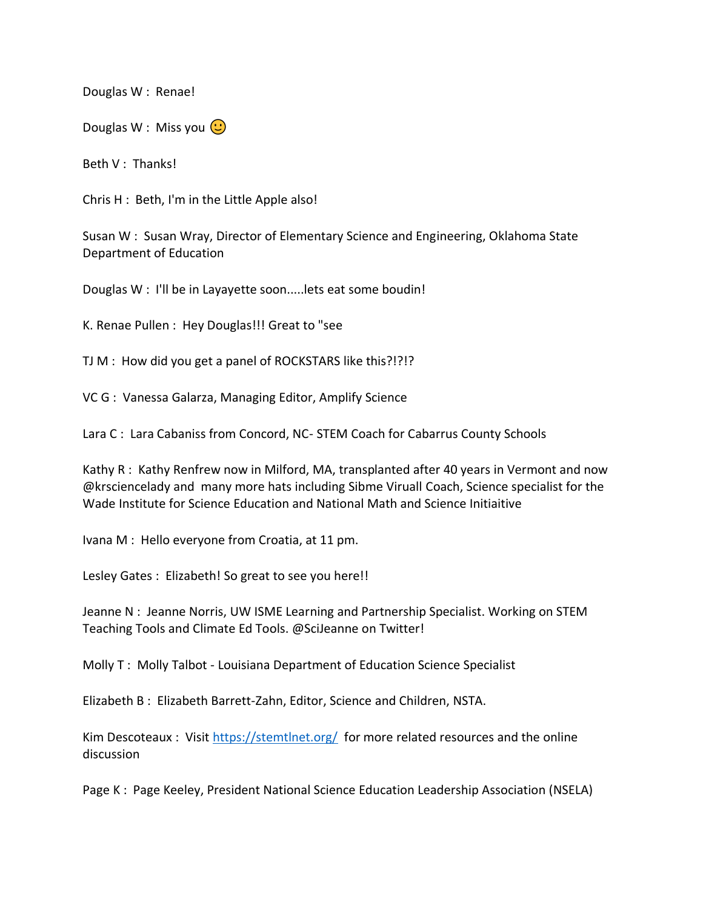Douglas W : Renae!

Douglas W : Miss you 🙂

Beth V : Thanks!

Chris H : Beth, I'm in the Little Apple also!

Susan W : Susan Wray, Director of Elementary Science and Engineering, Oklahoma State Department of Education

Douglas W : I'll be in Layayette soon.....lets eat some boudin!

K. Renae Pullen : Hey Douglas!!! Great to "see

TJ M : How did you get a panel of ROCKSTARS like this?!?!?

VC G : Vanessa Galarza, Managing Editor, Amplify Science

Lara C : Lara Cabaniss from Concord, NC- STEM Coach for Cabarrus County Schools

Kathy R : Kathy Renfrew now in Milford, MA, transplanted after 40 years in Vermont and now @krsciencelady and many more hats including Sibme Viruall Coach, Science specialist for the Wade Institute for Science Education and National Math and Science Initiaitive

Ivana M : Hello everyone from Croatia, at 11 pm.

Lesley Gates : Elizabeth! So great to see you here!!

Jeanne N : Jeanne Norris, UW ISME Learning and Partnership Specialist. Working on STEM Teaching Tools and Climate Ed Tools. @SciJeanne on Twitter!

Molly T : Molly Talbot - Louisiana Department of Education Science Specialist

Elizabeth B : Elizabeth Barrett-Zahn, Editor, Science and Children, NSTA.

Kim Descoteaux : Visit [https://stemtlnet.org/](https://stemtlnet.org/) for more related resources and the online discussion

Page K : Page Keeley, President National Science Education Leadership Association (NSELA)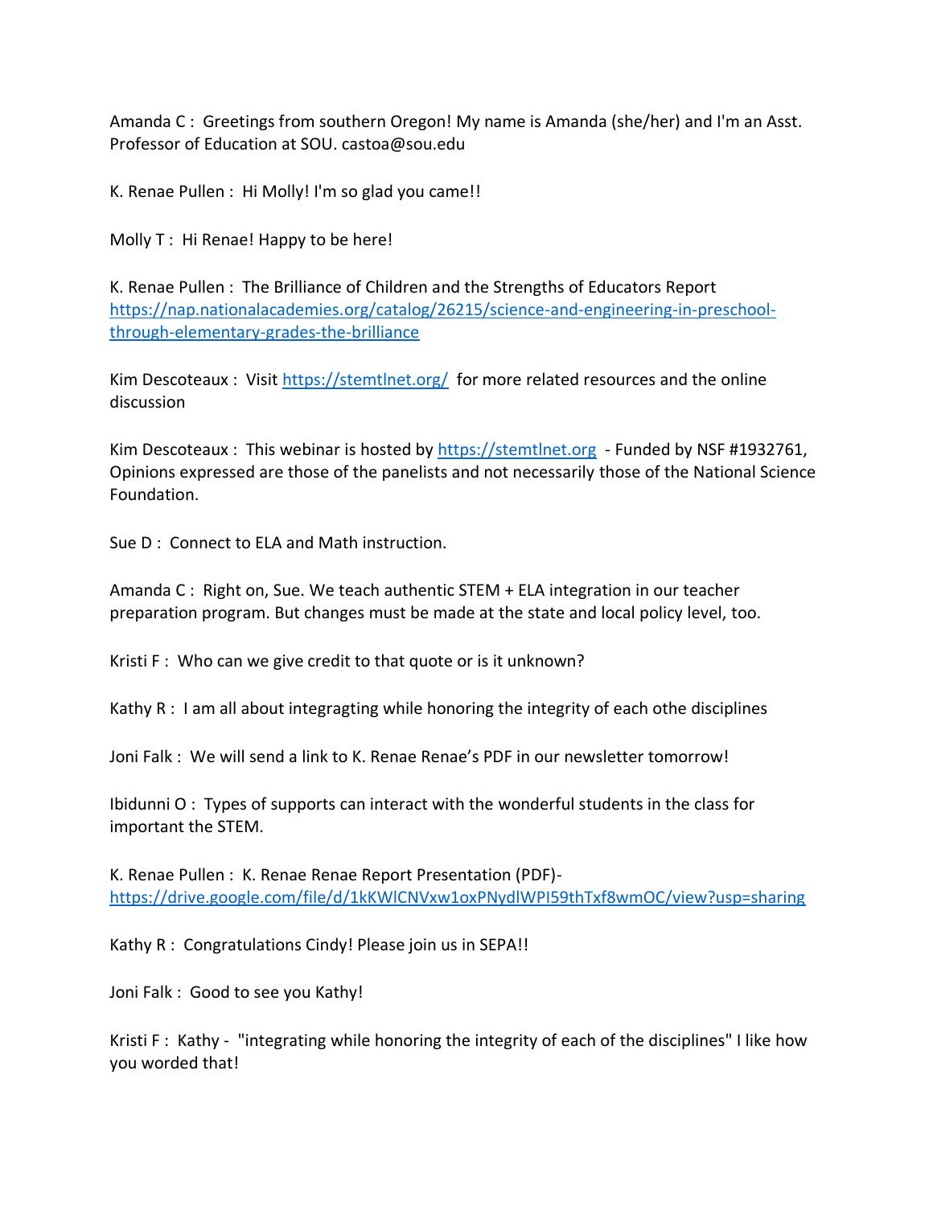Amanda C : Greetings from southern Oregon! My name is Amanda (she/her) and I'm an Asst. Professor of Education at SOU. castoa@sou.edu

K. Renae Pullen : Hi Molly! I'm so glad you came!!

Molly T : Hi Renae! Happy to be here!

K. Renae Pullen : The Brilliance of Children and the Strengths of Educators Report [https://nap.nationalacademies.org/catalog/26215/science-and-engineering-in-preschool-through-elementary-grades-the-brilliance](https://nap.nationalacademies.org/catalog/26215/science-and-engineering-in-preschool-through-elementary-grades-the-brilliance)

Kim Descoteaux : Visit [https://stemtlnet.org/](https://stemtlnet.org/) for more related resources and the online discussion

Kim Descoteaux : This webinar is hosted by [https://stemtlnet.org](https://stemtlnet.org) - Funded by NSF #1932761, Opinions expressed are those of the panelists and not necessarily those of the National Science Foundation.

Sue D : Connect to ELA and Math instruction.

Amanda C : Right on, Sue. We teach authentic STEM + ELA integration in our teacher preparation program. But changes must be made at the state and local policy level, too.

Kristi F : Who can we give credit to that quote or is it unknown?

Kathy R : I am all about integragting while honoring the integrity of each othe disciplines

Joni Falk : We will send a link to K. Renae Renae's PDF in our newsletter tomorrow!

Ibidunni O : Types of supports can interact with the wonderful students in the class for important the STEM.

K. Renae Pullen : K. Renae Renae Report Presentation (PDF)- [https://drive.google.com/file/d/1kKWlCNVxw1oxPNydlWPI59thTxf8wmOC/view?usp=sharing](https://drive.google.com/file/d/1kKWlCNVxw1oxPNydlWPI59thTxf8wmOC/view?usp=sharing)

Kathy R : Congratulations Cindy! Please join us in SEPA!!

Joni Falk : Good to see you Kathy!

Kristi F : Kathy - "integrating while honoring the integrity of each of the disciplines" I like how you worded that!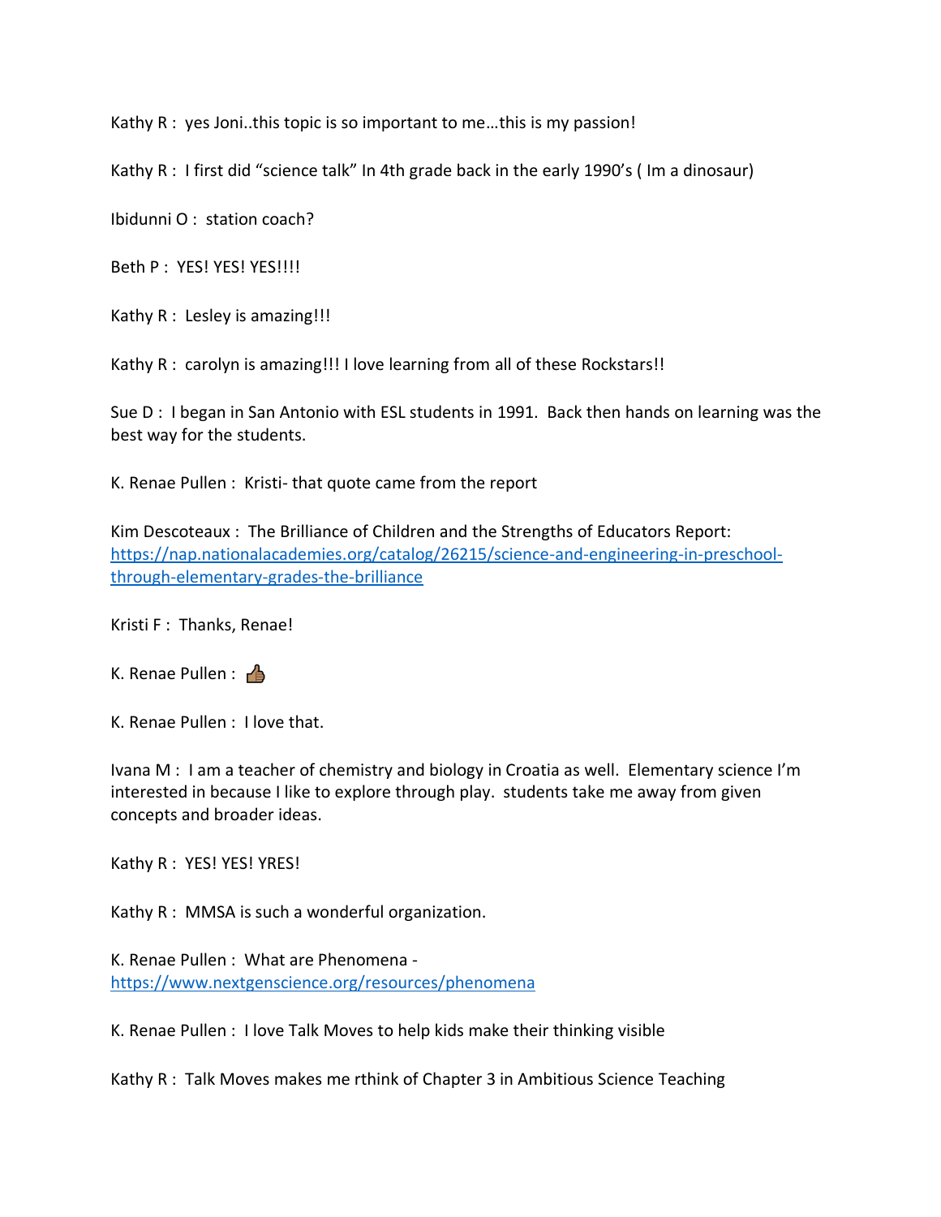Kathy R : yes Joni..this topic is so important to me…this is my passion!

Kathy R : I first did “science talk” In 4th grade back in the early 1990’s ( Im a dinosaur)

Ibidunni O : station coach?

Beth P : YES! YES! YES!!!!

Kathy R : Lesley is amazing!!!

Kathy R : carolyn is amazing!!! I love learning from all of these Rockstars!!

Sue D : I began in San Antonio with ESL students in 1991. Back then hands on learning was the best way for the students.

K. Renae Pullen : Kristi- that quote came from the report

Kim Descoteaux : The Brilliance of Children and the Strengths of Educators Report: https://nap.nationalacademies.org/catalog/26215/science-and-engineering-in-preschool-through-elementary-grades-the-brilliance

Kristi F : Thanks, Renae!

K. Renae Pullen : 👍🏾

K. Renae Pullen : I love that.

Ivana M : I am a teacher of chemistry and biology in Croatia as well. Elementary science I’m interested in because I like to explore through play. students take me away from given concepts and broader ideas.

Kathy R : YES! YES! YRES!

Kathy R : MMSA is such a wonderful organization.

K. Renae Pullen : What are Phenomena - https://www.nextgenscience.org/resources/phenomena

K. Renae Pullen : I love Talk Moves to help kids make their thinking visible

Kathy R : Talk Moves makes me rthink of Chapter 3 in Ambitious Science Teaching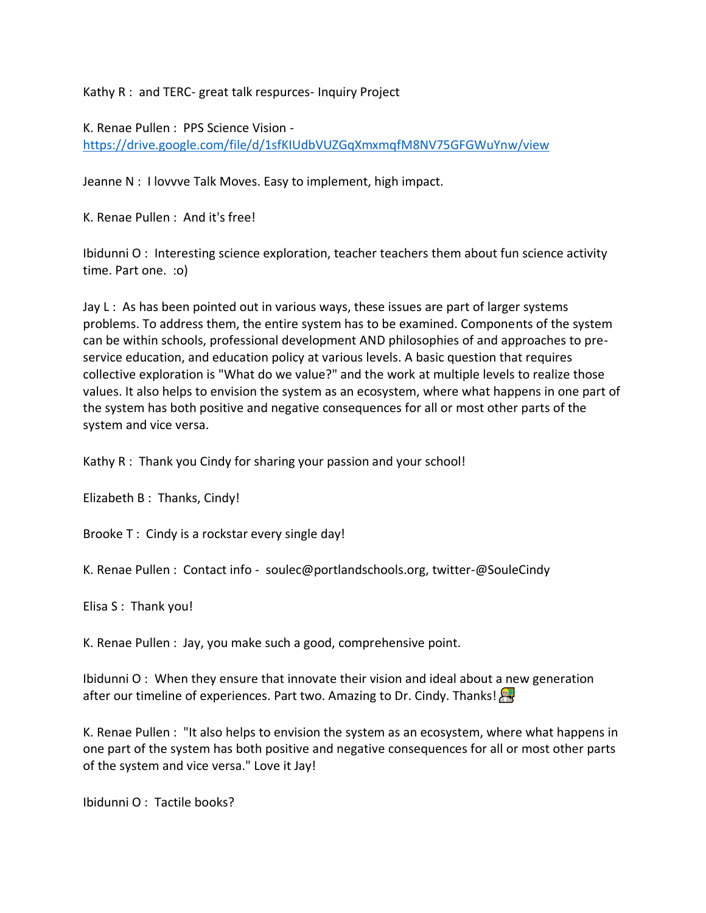Kathy R : and TERC- great talk respurces- Inquiry Project

K. Renae Pullen : PPS Science Vision - https://drive.google.com/file/d/1sfKIUdbVUZGqXmxmqfM8NV75GFGWuYnw/view

Jeanne N : I lovvve Talk Moves. Easy to implement, high impact.

K. Renae Pullen : And it's free!

Ibidunni O : Interesting science exploration, teacher teachers them about fun science activity time. Part one. :o)

Jay L : As has been pointed out in various ways, these issues are part of larger systems problems. To address them, the entire system has to be examined. Components of the system can be within schools, professional development AND philosophies of and approaches to pre-service education, and education policy at various levels. A basic question that requires collective exploration is "What do we value?" and the work at multiple levels to realize those values. It also helps to envision the system as an ecosystem, where what happens in one part of the system has both positive and negative consequences for all or most other parts of the system and vice versa.

Kathy R : Thank you Cindy for sharing your passion and your school!

Elizabeth B : Thanks, Cindy!

Brooke T : Cindy is a rockstar every single day!

K. Renae Pullen : Contact info - soulec@portlandschools.org, twitter-@SouleCindy

Elisa S : Thank you!

K. Renae Pullen : Jay, you make such a good, comprehensive point.

Ibidunni O : When they ensure that innovate their vision and ideal about a new generation after our timeline of experiences. Part two. Amazing to Dr. Cindy. Thanks! 🧑‍🏫

K. Renae Pullen : "It also helps to envision the system as an ecosystem, where what happens in one part of the system has both positive and negative consequences for all or most other parts of the system and vice versa." Love it Jay!

Ibidunni O : Tactile books?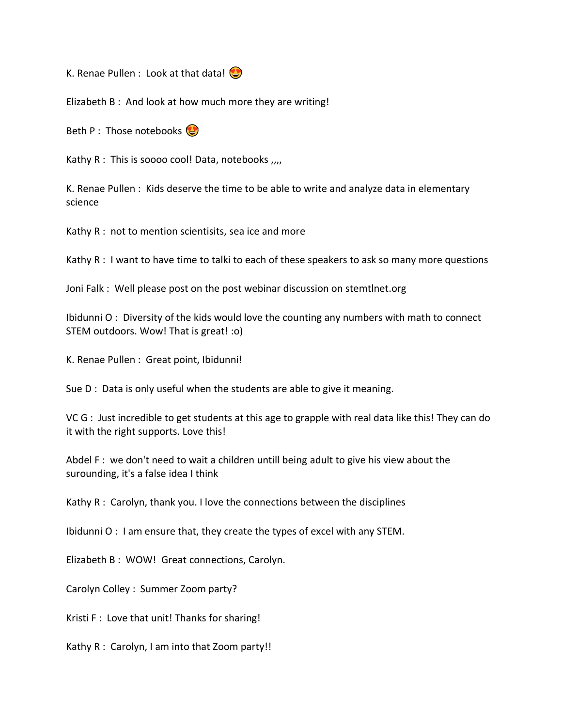K. Renae Pullen : Look at that data! 😍

Elizabeth B : And look at how much more they are writing!

Beth P : Those notebooks 😍

Kathy R : This is soooo cool! Data, notebooks ,,,,

K. Renae Pullen : Kids deserve the time to be able to write and analyze data in elementary science

Kathy R : not to mention scientisits, sea ice and more

Kathy R : I want to have time to talki to each of these speakers to ask so many more questions

Joni Falk : Well please post on the post webinar discussion on stemtlnet.org

Ibidunni O : Diversity of the kids would love the counting any numbers with math to connect STEM outdoors. Wow! That is great! :o)

K. Renae Pullen : Great point, Ibidunni!

Sue D : Data is only useful when the students are able to give it meaning.

VC G : Just incredible to get students at this age to grapple with real data like this! They can do it with the right supports. Love this!

Abdel F : we don't need to wait a children untill being adult to give his view about the surounding, it's a false idea I think

Kathy R : Carolyn, thank you. I love the connections between the disciplines

Ibidunni O : I am ensure that, they create the types of excel with any STEM.

Elizabeth B : WOW! Great connections, Carolyn.

Carolyn Colley : Summer Zoom party?

Kristi F : Love that unit! Thanks for sharing!

Kathy R : Carolyn, I am into that Zoom party!!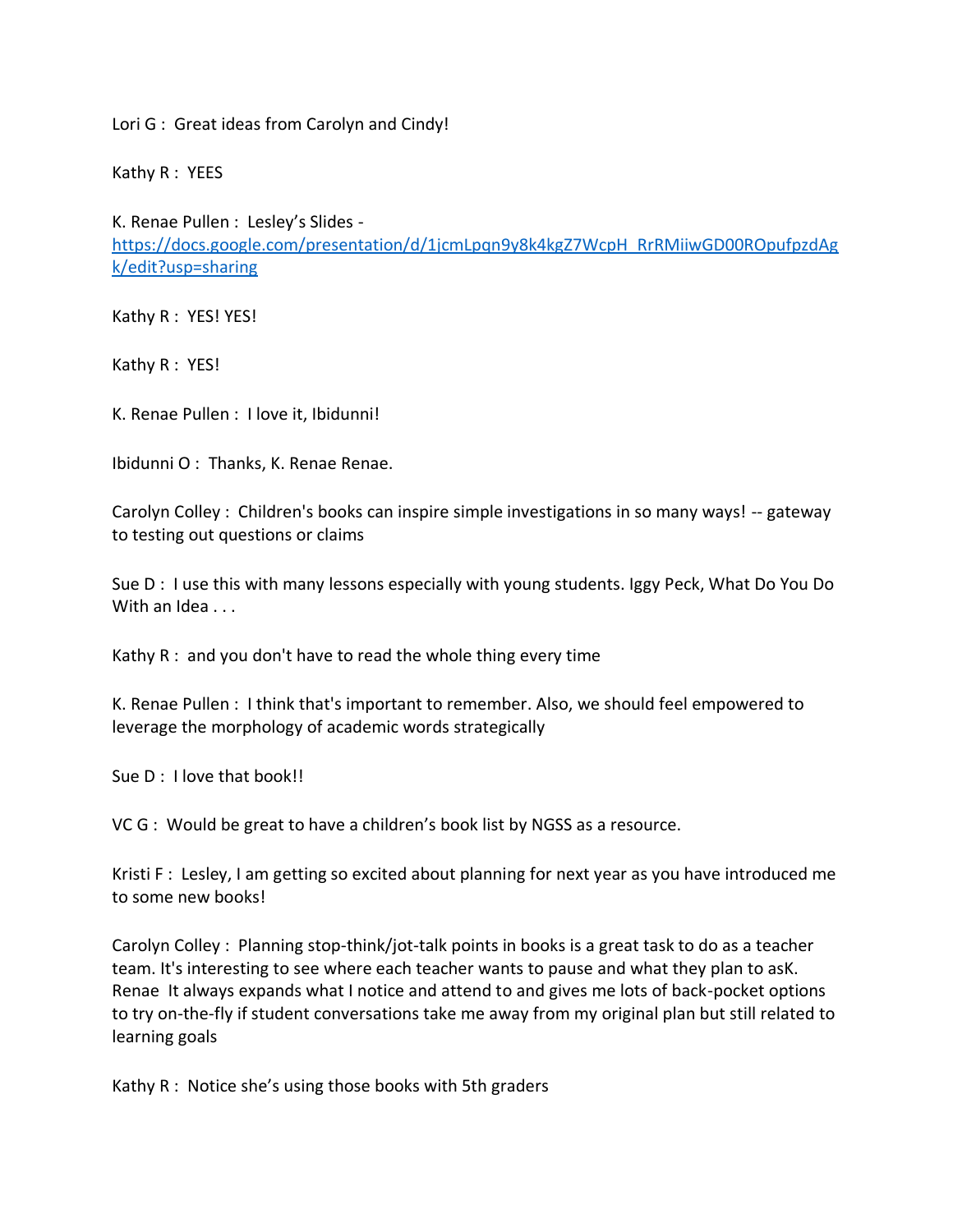Lori G : Great ideas from Carolyn and Cindy!

Kathy R : YEES

K. Renae Pullen : Lesley's Slides - https://docs.google.com/presentation/d/1jcmLpqn9y8k4kgZ7WcpH_RrRMiiwGD00ROpufpzdAgk/edit?usp=sharing

Kathy R : YES! YES!

Kathy R : YES!

K. Renae Pullen : I love it, Ibidunni!

Ibidunni O : Thanks, K. Renae Renae.

Carolyn Colley : Children's books can inspire simple investigations in so many ways! -- gateway to testing out questions or claims

Sue D : I use this with many lessons especially with young students. Iggy Peck, What Do You Do With an Idea . . .

Kathy R : and you don't have to read the whole thing every time

K. Renae Pullen : I think that's important to remember. Also, we should feel empowered to leverage the morphology of academic words strategically

Sue D : I love that book!!

VC G : Would be great to have a children's book list by NGSS as a resource.

Kristi F : Lesley, I am getting so excited about planning for next year as you have introduced me to some new books!

Carolyn Colley : Planning stop-think/jot-talk points in books is a great task to do as a teacher team. It's interesting to see where each teacher wants to pause and what they plan to asK. Renae It always expands what I notice and attend to and gives me lots of back-pocket options to try on-the-fly if student conversations take me away from my original plan but still related to learning goals

Kathy R : Notice she's using those books with 5th graders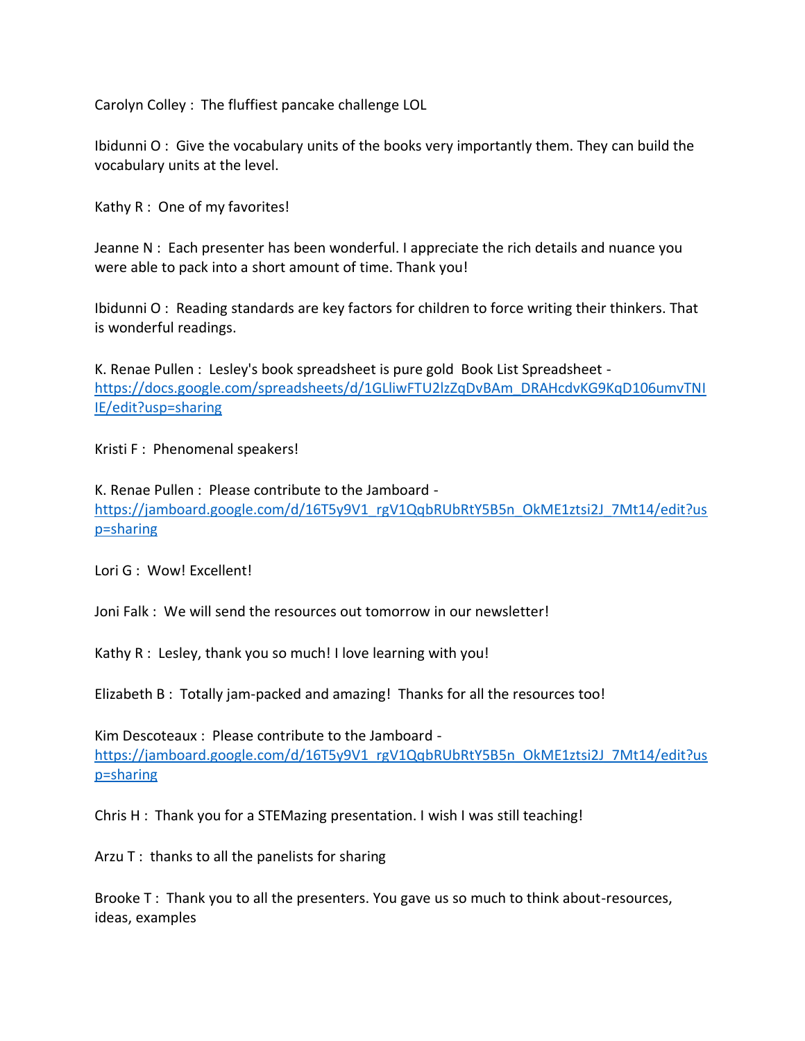Carolyn Colley : The fluffiest pancake challenge LOL

Ibidunni O : Give the vocabulary units of the books very importantly them. They can build the vocabulary units at the level.

Kathy R : One of my favorites!

Jeanne N : Each presenter has been wonderful. I appreciate the rich details and nuance you were able to pack into a short amount of time. Thank you!

Ibidunni O : Reading standards are key factors for children to force writing their thinkers. That is wonderful readings.

K. Renae Pullen : Lesley's book spreadsheet is pure gold Book List Spreadsheet - https://docs.google.com/spreadsheets/d/1GLliwFTU2lzZqDvBAm_DRAHcdvKG9KqD106umvTNIIE/edit?usp=sharing

Kristi F : Phenomenal speakers!

K. Renae Pullen : Please contribute to the Jamboard - https://jamboard.google.com/d/16T5y9V1_rgV1QqbRUbRtY5B5n_OkME1ztsi2J_7Mt14/edit?usp=sharing

Lori G : Wow! Excellent!

Joni Falk : We will send the resources out tomorrow in our newsletter!

Kathy R : Lesley, thank you so much! I love learning with you!

Elizabeth B : Totally jam-packed and amazing! Thanks for all the resources too!

Kim Descoteaux : Please contribute to the Jamboard - https://jamboard.google.com/d/16T5y9V1_rgV1QqbRUbRtY5B5n_OkME1ztsi2J_7Mt14/edit?usp=sharing

Chris H : Thank you for a STEMazing presentation. I wish I was still teaching!

Arzu T : thanks to all the panelists for sharing

Brooke T : Thank you to all the presenters. You gave us so much to think about-resources, ideas, examples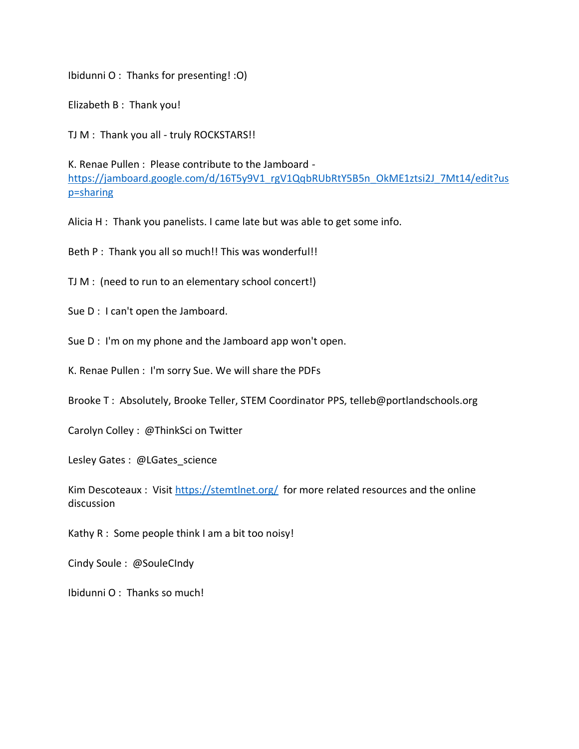Ibidunni O : Thanks for presenting! :O)

Elizabeth B : Thank you!

TJ M : Thank you all - truly ROCKSTARS!!

K. Renae Pullen : Please contribute to the Jamboard - https://jamboard.google.com/d/16T5y9V1_rgV1QqbRUbRtY5B5n_OkME1ztsi2J_7Mt14/edit?usp=sharing

Alicia H : Thank you panelists. I came late but was able to get some info.

Beth P : Thank you all so much!! This was wonderful!!

TJ M : (need to run to an elementary school concert!)

Sue D : I can't open the Jamboard.

Sue D : I'm on my phone and the Jamboard app won't open.

K. Renae Pullen : I'm sorry Sue. We will share the PDFs

Brooke T : Absolutely, Brooke Teller, STEM Coordinator PPS, telleb@portlandschools.org

Carolyn Colley : @ThinkSci on Twitter

Lesley Gates : @LGates_science

Kim Descoteaux : Visit https://stemtlnet.org/ for more related resources and the online discussion

Kathy R : Some people think I am a bit too noisy!

Cindy Soule : @SouleCIndy

Ibidunni O : Thanks so much!